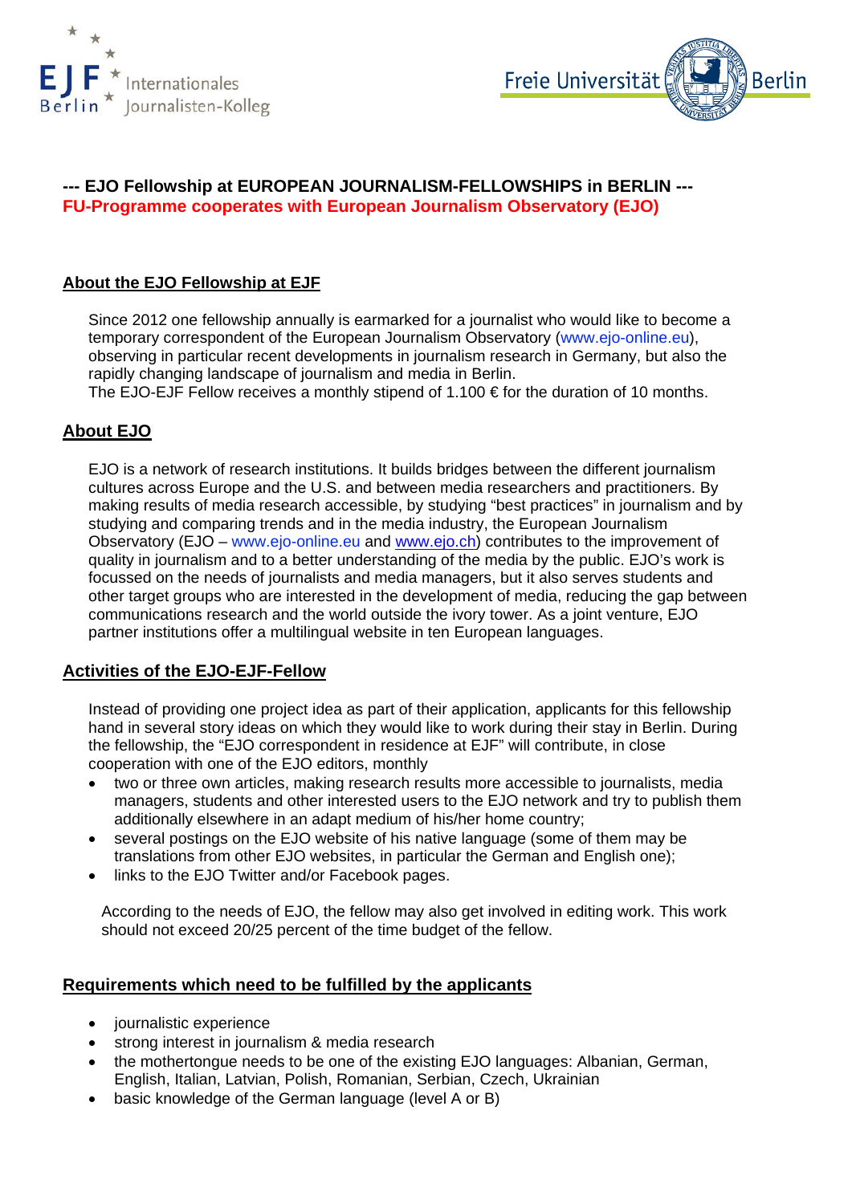EJF Berlin Internationales Journalisten-Kolleg

Freie Universität Berlin

**--- EJO Fellowship at EUROPEAN JOURNALISM-FELLOWSHIPS in BERLIN ---**
**FU-Programme cooperates with European Journalism Observatory (EJO)**

## About the EJO Fellowship at EJF

Since 2012 one fellowship annually is earmarked for a journalist who would like to become a temporary correspondent of the European Journalism Observatory (www.ejo-online.eu), observing in particular recent developments in journalism research in Germany, but also the rapidly changing landscape of journalism and media in Berlin.
The EJO-EJF Fellow receives a monthly stipend of 1.100 € for the duration of 10 months.

## About EJO

EJO is a network of research institutions. It builds bridges between the different journalism cultures across Europe and the U.S. and between media researchers and practitioners. By making results of media research accessible, by studying "best practices" in journalism and by studying and comparing trends and in the media industry, the European Journalism Observatory (EJO – www.ejo-online.eu and www.ejo.ch) contributes to the improvement of quality in journalism and to a better understanding of the media by the public. EJO's work is focussed on the needs of journalists and media managers, but it also serves students and other target groups who are interested in the development of media, reducing the gap between communications research and the world outside the ivory tower. As a joint venture, EJO partner institutions offer a multilingual website in ten European languages.

## Activities of the EJO-EJF-Fellow

Instead of providing one project idea as part of their application, applicants for this fellowship hand in several story ideas on which they would like to work during their stay in Berlin. During the fellowship, the "EJO correspondent in residence at EJF" will contribute, in close cooperation with one of the EJO editors, monthly

- two or three own articles, making research results more accessible to journalists, media managers, students and other interested users to the EJO network and try to publish them additionally elsewhere in an adapt medium of his/her home country;
- several postings on the EJO website of his native language (some of them may be translations from other EJO websites, in particular the German and English one);
- links to the EJO Twitter and/or Facebook pages.

According to the needs of EJO, the fellow may also get involved in editing work. This work should not exceed 20/25 percent of the time budget of the fellow.

## Requirements which need to be fulfilled by the applicants

- journalistic experience
- strong interest in journalism & media research
- the mothertongue needs to be one of the existing EJO languages: Albanian, German, English, Italian, Latvian, Polish, Romanian, Serbian, Czech, Ukrainian
- basic knowledge of the German language (level A or B)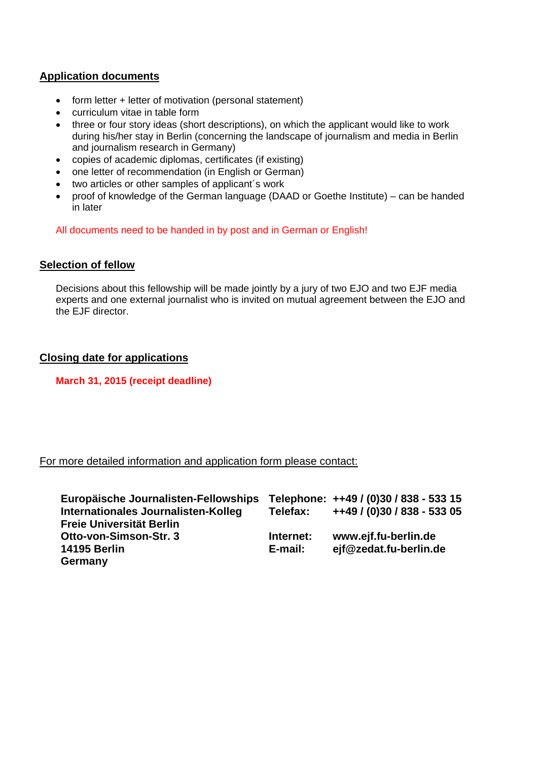## Application documents

- form letter + letter of motivation (personal statement)
- curriculum vitae in table form
- three or four story ideas (short descriptions), on which the applicant would like to work during his/her stay in Berlin (concerning the landscape of journalism and media in Berlin and journalism research in Germany)
- copies of academic diplomas, certificates (if existing)
- one letter of recommendation (in English or German)
- two articles or other samples of applicant´s work
- proof of knowledge of the German language (DAAD or Goethe Institute) – can be handed in later

All documents need to be handed in by post and in German or English!

## Selection of fellow

Decisions about this fellowship will be made jointly by a jury of two EJO and two EJF media experts and one external journalist who is invited on mutual agreement between the EJO and the EJF director.

## Closing date for applications

**March 31, 2015 (receipt deadline)**

For more detailed information and application form please contact:

**Europäische Journalisten-Fellowships**
**Internationales Journalisten-Kolleg**
**Freie Universität Berlin**
**Otto-von-Simson-Str. 3**
**14195 Berlin**
**Germany**

**Telephone:** **++49 / (0)30 / 838 - 533 15**
**Telefax:** **++49 / (0)30 / 838 - 533 05**

**Internet:** **www.ejf.fu-berlin.de**
**E-mail:** **ejf@zedat.fu-berlin.de**